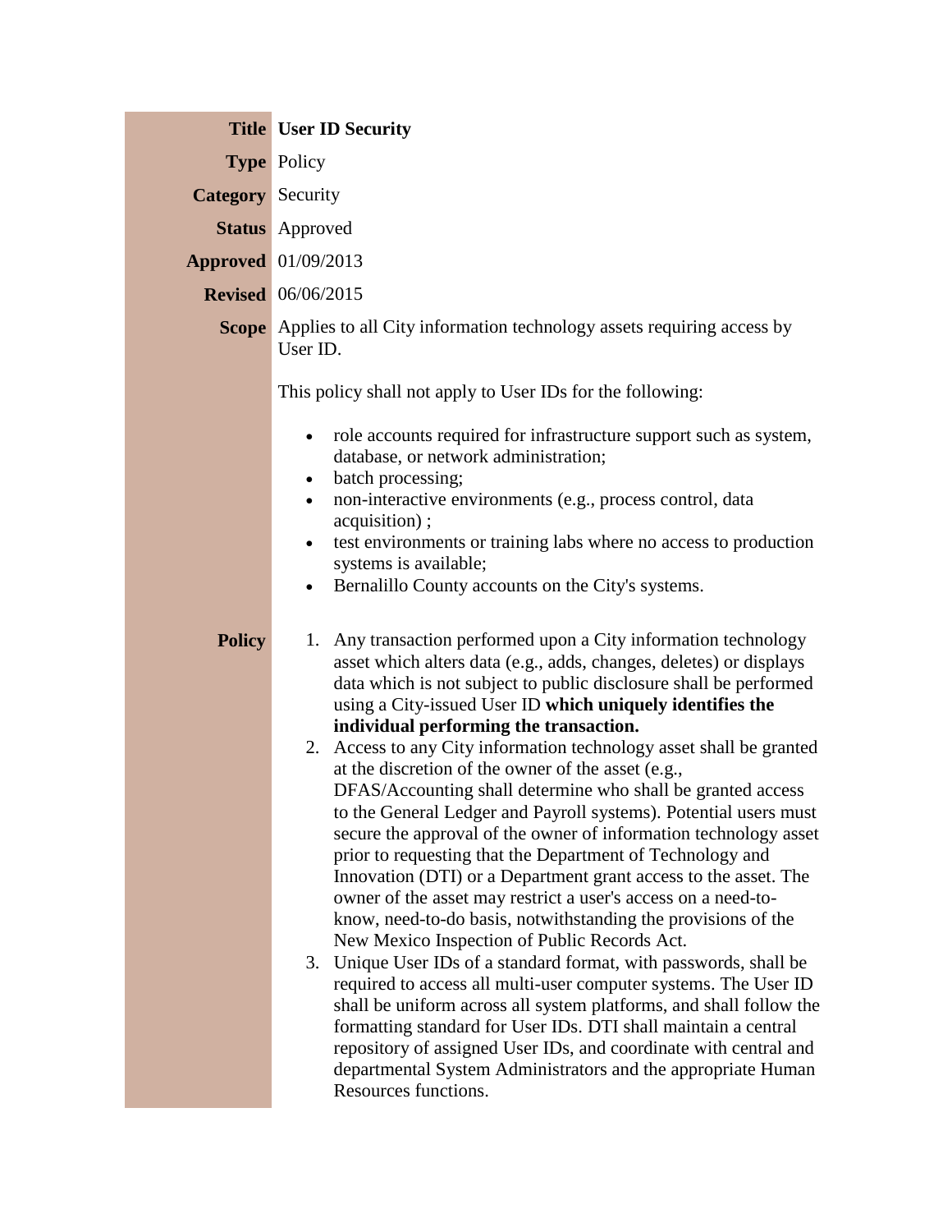| | |
|---|---|
| **Title** | **User ID Security** |
| **Type** | Policy |
| **Category** | Security |
| **Status** | Approved |
| **Approved** | 01/09/2013 |
| **Revised** | 06/06/2015 |

**Scope** Applies to all City information technology assets requiring access by User ID.

This policy shall not apply to User IDs for the following:

- role accounts required for infrastructure support such as system, database, or network administration;
- batch processing;
- non-interactive environments (e.g., process control, data acquisition) ;
- test environments or training labs where no access to production systems is available;
- Bernalillo County accounts on the City's systems.

**Policy**

1. Any transaction performed upon a City information technology asset which alters data (e.g., adds, changes, deletes) or displays data which is not subject to public disclosure shall be performed using a City-issued User ID **which uniquely identifies the individual performing the transaction.**
2. Access to any City information technology asset shall be granted at the discretion of the owner of the asset (e.g., DFAS/Accounting shall determine who shall be granted access to the General Ledger and Payroll systems). Potential users must secure the approval of the owner of information technology asset prior to requesting that the Department of Technology and Innovation (DTI) or a Department grant access to the asset. The owner of the asset may restrict a user's access on a need-to-know, need-to-do basis, notwithstanding the provisions of the New Mexico Inspection of Public Records Act.
3. Unique User IDs of a standard format, with passwords, shall be required to access all multi-user computer systems. The User ID shall be uniform across all system platforms, and shall follow the formatting standard for User IDs. DTI shall maintain a central repository of assigned User IDs, and coordinate with central and departmental System Administrators and the appropriate Human Resources functions.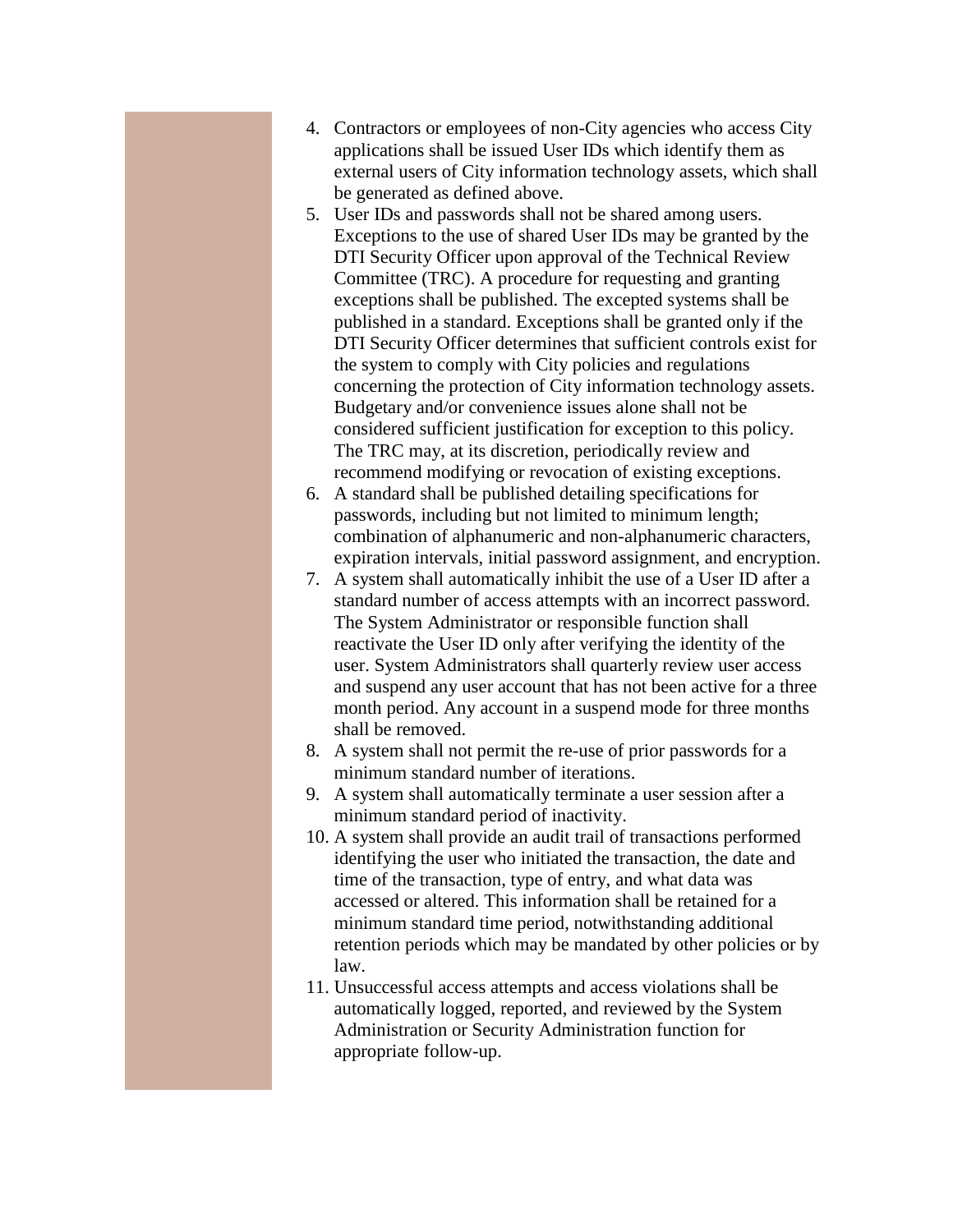4. Contractors or employees of non-City agencies who access City applications shall be issued User IDs which identify them as external users of City information technology assets, which shall be generated as defined above.
5. User IDs and passwords shall not be shared among users. Exceptions to the use of shared User IDs may be granted by the DTI Security Officer upon approval of the Technical Review Committee (TRC). A procedure for requesting and granting exceptions shall be published. The excepted systems shall be published in a standard. Exceptions shall be granted only if the DTI Security Officer determines that sufficient controls exist for the system to comply with City policies and regulations concerning the protection of City information technology assets. Budgetary and/or convenience issues alone shall not be considered sufficient justification for exception to this policy. The TRC may, at its discretion, periodically review and recommend modifying or revocation of existing exceptions.
6. A standard shall be published detailing specifications for passwords, including but not limited to minimum length; combination of alphanumeric and non-alphanumeric characters, expiration intervals, initial password assignment, and encryption.
7. A system shall automatically inhibit the use of a User ID after a standard number of access attempts with an incorrect password. The System Administrator or responsible function shall reactivate the User ID only after verifying the identity of the user. System Administrators shall quarterly review user access and suspend any user account that has not been active for a three month period. Any account in a suspend mode for three months shall be removed.
8. A system shall not permit the re-use of prior passwords for a minimum standard number of iterations.
9. A system shall automatically terminate a user session after a minimum standard period of inactivity.
10. A system shall provide an audit trail of transactions performed identifying the user who initiated the transaction, the date and time of the transaction, type of entry, and what data was accessed or altered. This information shall be retained for a minimum standard time period, notwithstanding additional retention periods which may be mandated by other policies or by law.
11. Unsuccessful access attempts and access violations shall be automatically logged, reported, and reviewed by the System Administration or Security Administration function for appropriate follow-up.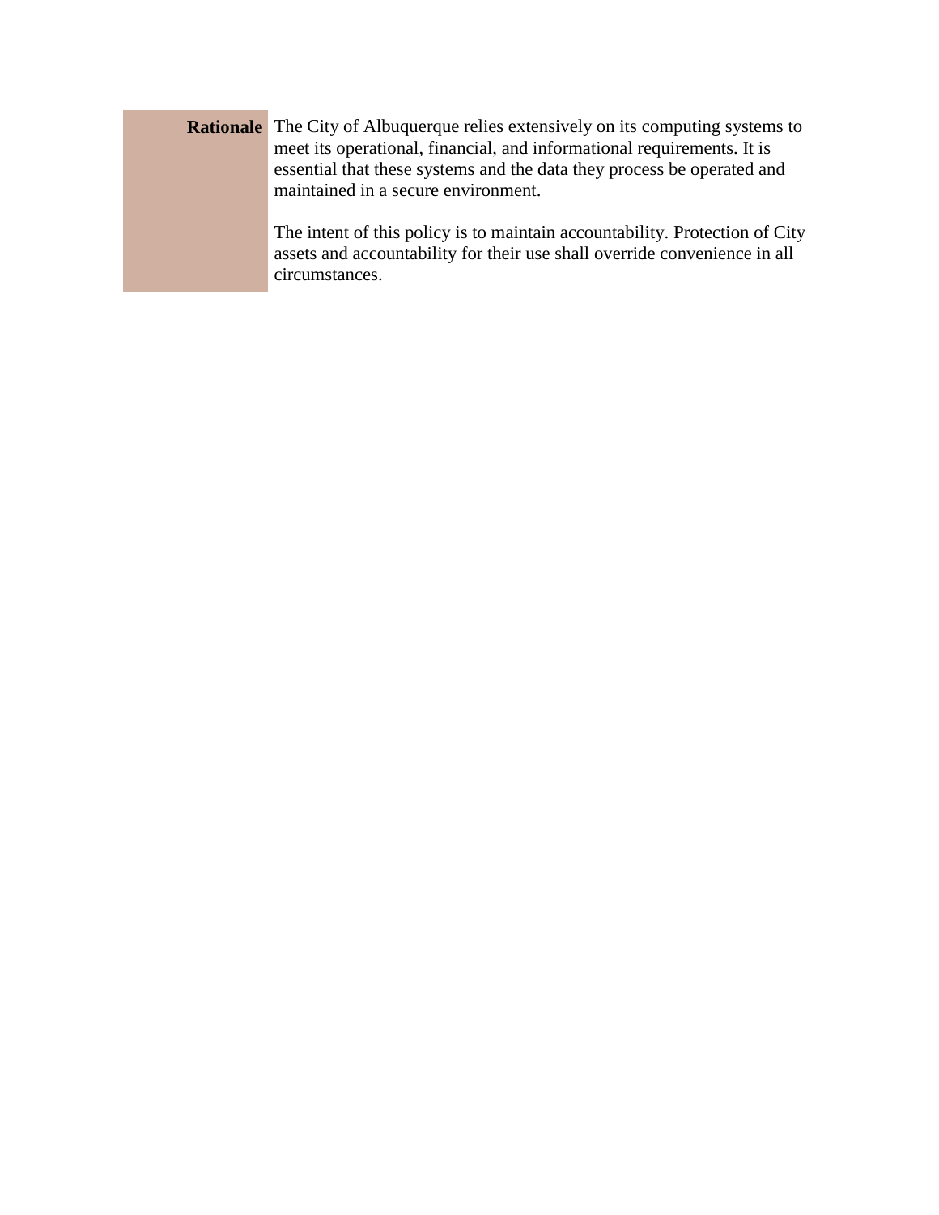**Rationale**

The City of Albuquerque relies extensively on its computing systems to meet its operational, financial, and informational requirements. It is essential that these systems and the data they process be operated and maintained in a secure environment.

The intent of this policy is to maintain accountability. Protection of City assets and accountability for their use shall override convenience in all circumstances.